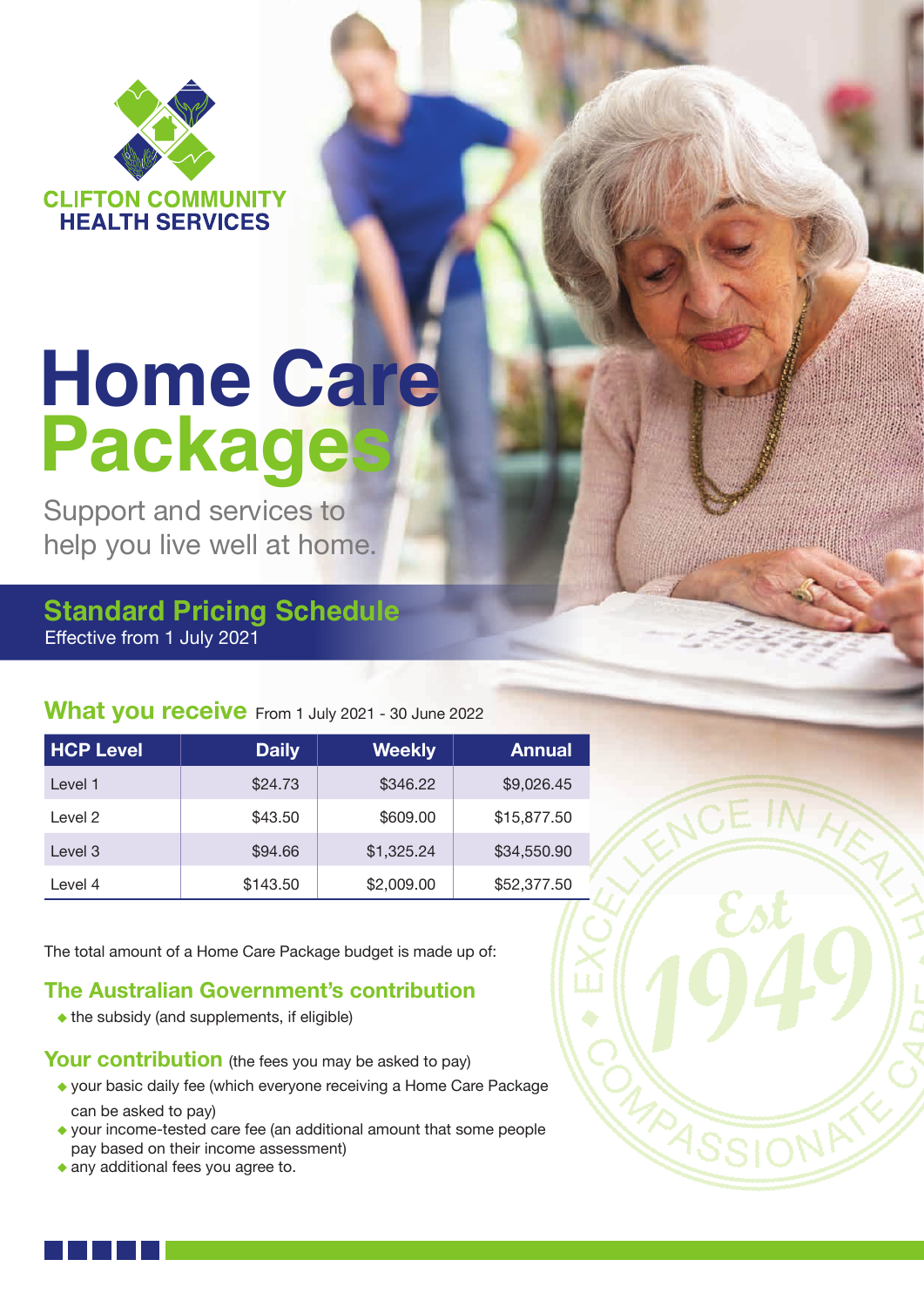**CLIFTON COMMUNITY HEALTH SERVICES**

# Home Care Packages

Support and services to help you live well at home.

## Standard Pricing Schedule

Effective from 1 July 2021

### What you receive From 1 July 2021 - 30 June 2022

| HCP Level | Daily | Weekly | Annual |
|---|---|---|---|
| Level 1 | $24.73 | $346.22 | $9,026.45 |
| Level 2 | $43.50 | $609.00 | $15,877.50 |
| Level 3 | $94.66 | $1,325.24 | $34,550.90 |
| Level 4 | $143.50 | $2,009.00 | $52,377.50 |

The total amount of a Home Care Package budget is made up of:

### The Australian Government's contribution

- the subsidy (and supplements, if eligible)

### Your contribution (the fees you may be asked to pay)

- your basic daily fee (which everyone receiving a Home Care Package can be asked to pay)
- your income-tested care fee (an additional amount that some people pay based on their income assessment)
- any additional fees you agree to.

EXCELLENCE IN HEALTH CARE • COMPASSIONATE CARE • Est 1949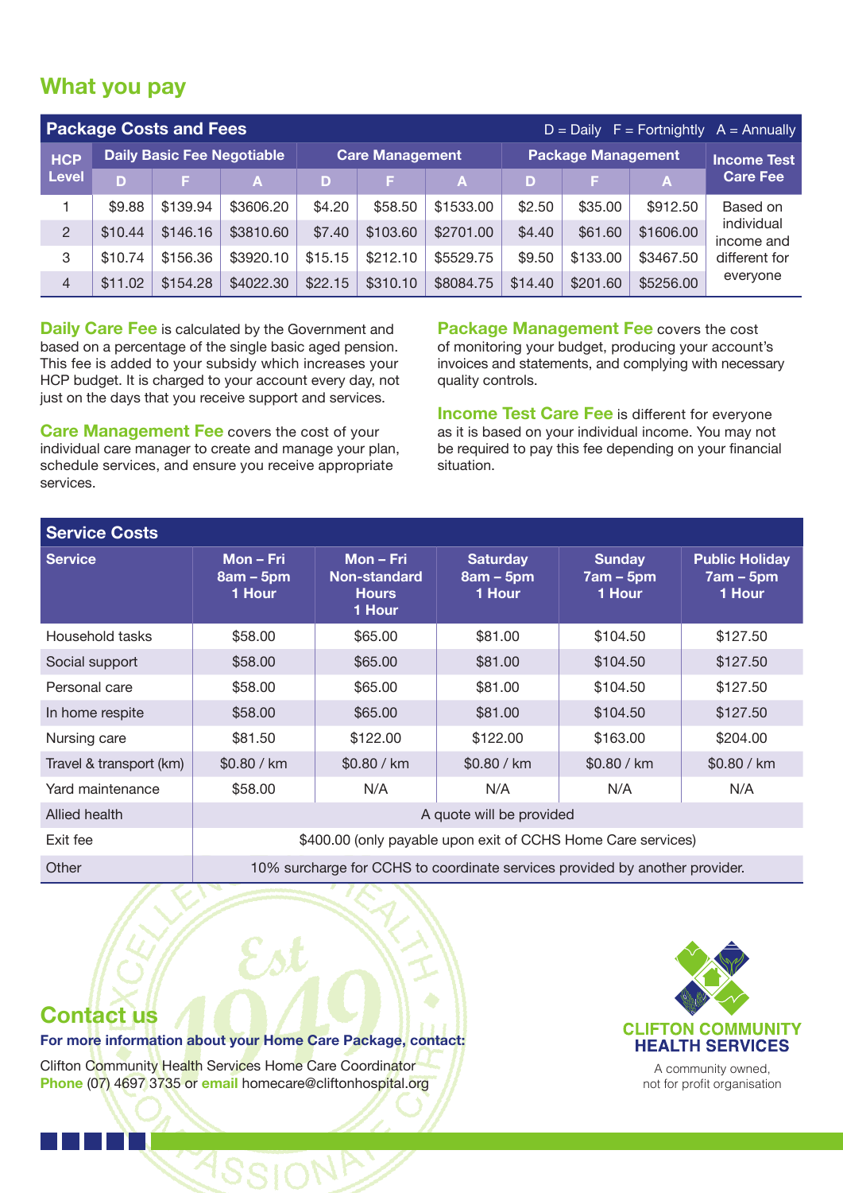## What you pay

| Package Costs and Fees | | | | | | | | | | D = Daily F = Fortnightly A = Annually |
|---|---|---|---|---|---|---|---|---|---|---|
| HCP Level | Daily Basic Fee Negotiable | | | Care Management | | | Package Management | | | Income Test Care Fee |
| | D | F | A | D | F | A | D | F | A | |
| 1 | $9.88 | $139.94 | $3606.20 | $4.20 | $58.50 | $1533.00 | $2.50 | $35.00 | $912.50 | Based on individual income and different for everyone |
| 2 | $10.44 | $146.16 | $3810.60 | $7.40 | $103.60 | $2701.00 | $4.40 | $61.60 | $1606.00 | |
| 3 | $10.74 | $156.36 | $3920.10 | $15.15 | $212.10 | $5529.75 | $9.50 | $133.00 | $3467.50 | |
| 4 | $11.02 | $154.28 | $4022.30 | $22.15 | $310.10 | $8084.75 | $14.40 | $201.60 | $5256.00 | |

**Daily Care Fee** is calculated by the Government and based on a percentage of the single basic aged pension. This fee is added to your subsidy which increases your HCP budget. It is charged to your account every day, not just on the days that you receive support and services.

**Care Management Fee** covers the cost of your individual care manager to create and manage your plan, schedule services, and ensure you receive appropriate services.

**Package Management Fee** covers the cost of monitoring your budget, producing your account's invoices and statements, and complying with necessary quality controls.

**Income Test Care Fee** is different for everyone as it is based on your individual income. You may not be required to pay this fee depending on your financial situation.

| Service Costs | | | | | |
|---|---|---|---|---|---|
| Service | Mon – Fri 8am – 5pm 1 Hour | Mon – Fri Non-standard Hours 1 Hour | Saturday 8am – 5pm 1 Hour | Sunday 7am – 5pm 1 Hour | Public Holiday 7am – 5pm 1 Hour |
| Household tasks | $58.00 | $65.00 | $81.00 | $104.50 | $127.50 |
| Social support | $58.00 | $65.00 | $81.00 | $104.50 | $127.50 |
| Personal care | $58.00 | $65.00 | $81.00 | $104.50 | $127.50 |
| In home respite | $58.00 | $65.00 | $81.00 | $104.50 | $127.50 |
| Nursing care | $81.50 | $122.00 | $122.00 | $163.00 | $204.00 |
| Travel & transport (km) | $0.80 / km | $0.80 / km | $0.80 / km | $0.80 / km | $0.80 / km |
| Yard maintenance | $58.00 | N/A | N/A | N/A | N/A |
| Allied health | A quote will be provided | | | | |
| Exit fee | $400.00 (only payable upon exit of CCHS Home Care services) | | | | |
| Other | 10% surcharge for CCHS to coordinate services provided by another provider. | | | | |

## Contact us

**For more information about your Home Care Package, contact:**

Clifton Community Health Services Home Care Coordinator
**Phone** (07) 4697 3735 or **email** homecare@cliftonhospital.org

**CLIFTON COMMUNITY HEALTH SERVICES**
A community owned, not for profit organisation